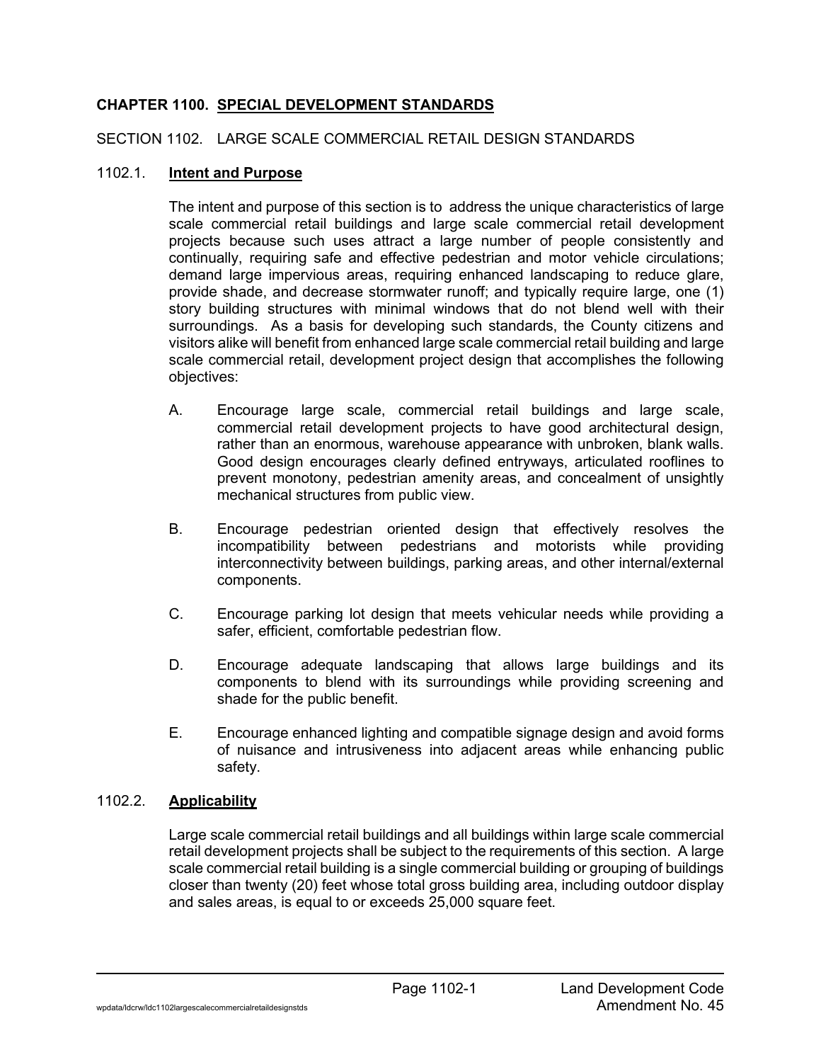## CHAPTER 1100. SPECIAL DEVELOPMENT STANDARDS

### SECTION 1102. LARGE SCALE COMMERCIAL RETAIL DESIGN STANDARDS

#### 1102.1. Intent and Purpose

The intent and purpose of this section is to address the unique characteristics of large scale commercial retail buildings and large scale commercial retail development projects because such uses attract a large number of people consistently and continually, requiring safe and effective pedestrian and motor vehicle circulations; demand large impervious areas, requiring enhanced landscaping to reduce glare, provide shade, and decrease stormwater runoff; and typically require large, one (1) story building structures with minimal windows that do not blend well with their surroundings. As a basis for developing such standards, the County citizens and visitors alike will benefit from enhanced large scale commercial retail building and large scale commercial retail, development project design that accomplishes the following objectives:

A. Encourage large scale, commercial retail buildings and large scale, commercial retail development projects to have good architectural design, rather than an enormous, warehouse appearance with unbroken, blank walls. Good design encourages clearly defined entryways, articulated rooflines to prevent monotony, pedestrian amenity areas, and concealment of unsightly mechanical structures from public view.

B. Encourage pedestrian oriented design that effectively resolves the incompatibility between pedestrians and motorists while providing interconnectivity between buildings, parking areas, and other internal/external components.

C. Encourage parking lot design that meets vehicular needs while providing a safer, efficient, comfortable pedestrian flow.

D. Encourage adequate landscaping that allows large buildings and its components to blend with its surroundings while providing screening and shade for the public benefit.

E. Encourage enhanced lighting and compatible signage design and avoid forms of nuisance and intrusiveness into adjacent areas while enhancing public safety.

#### 1102.2. Applicability

Large scale commercial retail buildings and all buildings within large scale commercial retail development projects shall be subject to the requirements of this section. A large scale commercial retail building is a single commercial building or grouping of buildings closer than twenty (20) feet whose total gross building area, including outdoor display and sales areas, is equal to or exceeds 25,000 square feet.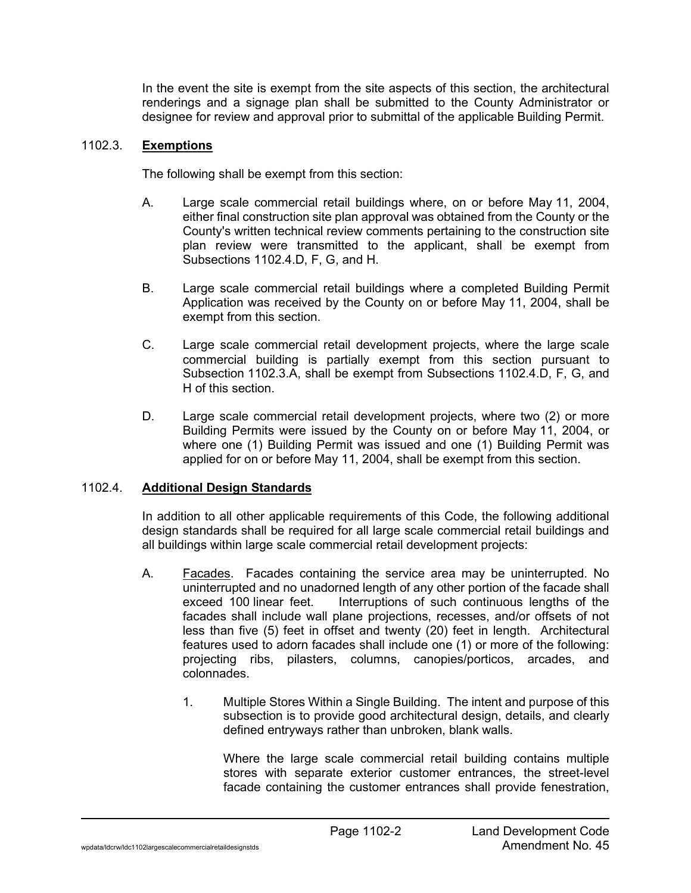In the event the site is exempt from the site aspects of this section, the architectural renderings and a signage plan shall be submitted to the County Administrator or designee for review and approval prior to submittal of the applicable Building Permit.

## 1102.3. **Exemptions**

The following shall be exempt from this section:

A. Large scale commercial retail buildings where, on or before May 11, 2004, either final construction site plan approval was obtained from the County or the County's written technical review comments pertaining to the construction site plan review were transmitted to the applicant, shall be exempt from Subsections 1102.4.D, F, G, and H.

B. Large scale commercial retail buildings where a completed Building Permit Application was received by the County on or before May 11, 2004, shall be exempt from this section.

C. Large scale commercial retail development projects, where the large scale commercial building is partially exempt from this section pursuant to Subsection 1102.3.A, shall be exempt from Subsections 1102.4.D, F, G, and H of this section.

D. Large scale commercial retail development projects, where two (2) or more Building Permits were issued by the County on or before May 11, 2004, or where one (1) Building Permit was issued and one (1) Building Permit was applied for on or before May 11, 2004, shall be exempt from this section.

## 1102.4. **Additional Design Standards**

In addition to all other applicable requirements of this Code, the following additional design standards shall be required for all large scale commercial retail buildings and all buildings within large scale commercial retail development projects:

A. Facades. Facades containing the service area may be uninterrupted. No uninterrupted and no unadorned length of any other portion of the facade shall exceed 100 linear feet. Interruptions of such continuous lengths of the facades shall include wall plane projections, recesses, and/or offsets of not less than five (5) feet in offset and twenty (20) feet in length. Architectural features used to adorn facades shall include one (1) or more of the following: projecting ribs, pilasters, columns, canopies/porticos, arcades, and colonnades.

   1. Multiple Stores Within a Single Building. The intent and purpose of this subsection is to provide good architectural design, details, and clearly defined entryways rather than unbroken, blank walls.

      Where the large scale commercial retail building contains multiple stores with separate exterior customer entrances, the street-level facade containing the customer entrances shall provide fenestration,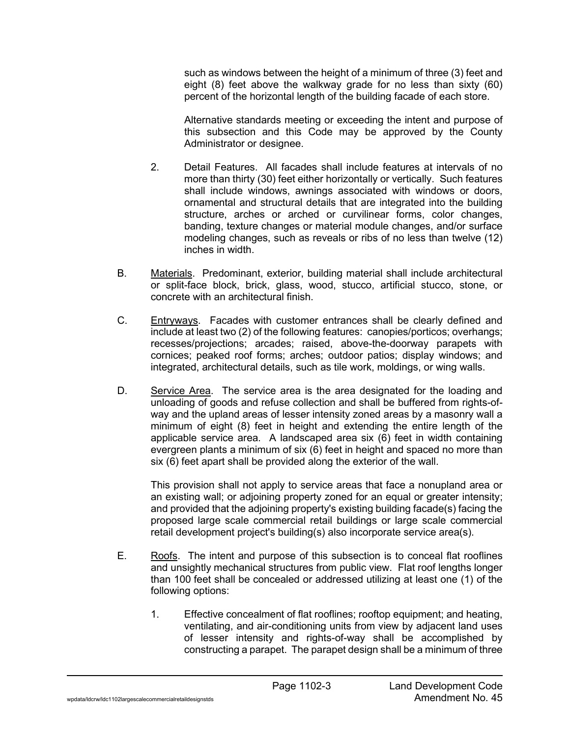such as windows between the height of a minimum of three (3) feet and eight (8) feet above the walkway grade for no less than sixty (60) percent of the horizontal length of the building facade of each store.

Alternative standards meeting or exceeding the intent and purpose of this subsection and this Code may be approved by the County Administrator or designee.

2. Detail Features. All facades shall include features at intervals of no more than thirty (30) feet either horizontally or vertically. Such features shall include windows, awnings associated with windows or doors, ornamental and structural details that are integrated into the building structure, arches or arched or curvilinear forms, color changes, banding, texture changes or material module changes, and/or surface modeling changes, such as reveals or ribs of no less than twelve (12) inches in width.

B. Materials. Predominant, exterior, building material shall include architectural or split-face block, brick, glass, wood, stucco, artificial stucco, stone, or concrete with an architectural finish.

C. Entryways. Facades with customer entrances shall be clearly defined and include at least two (2) of the following features: canopies/porticos; overhangs; recesses/projections; arcades; raised, above-the-doorway parapets with cornices; peaked roof forms; arches; outdoor patios; display windows; and integrated, architectural details, such as tile work, moldings, or wing walls.

D. Service Area. The service area is the area designated for the loading and unloading of goods and refuse collection and shall be buffered from rights-of-way and the upland areas of lesser intensity zoned areas by a masonry wall a minimum of eight (8) feet in height and extending the entire length of the applicable service area. A landscaped area six (6) feet in width containing evergreen plants a minimum of six (6) feet in height and spaced no more than six (6) feet apart shall be provided along the exterior of the wall.

This provision shall not apply to service areas that face a nonupland area or an existing wall; or adjoining property zoned for an equal or greater intensity; and provided that the adjoining property's existing building facade(s) facing the proposed large scale commercial retail buildings or large scale commercial retail development project's building(s) also incorporate service area(s).

E. Roofs. The intent and purpose of this subsection is to conceal flat rooflines and unsightly mechanical structures from public view. Flat roof lengths longer than 100 feet shall be concealed or addressed utilizing at least one (1) of the following options:

1. Effective concealment of flat rooflines; rooftop equipment; and heating, ventilating, and air-conditioning units from view by adjacent land uses of lesser intensity and rights-of-way shall be accomplished by constructing a parapet. The parapet design shall be a minimum of three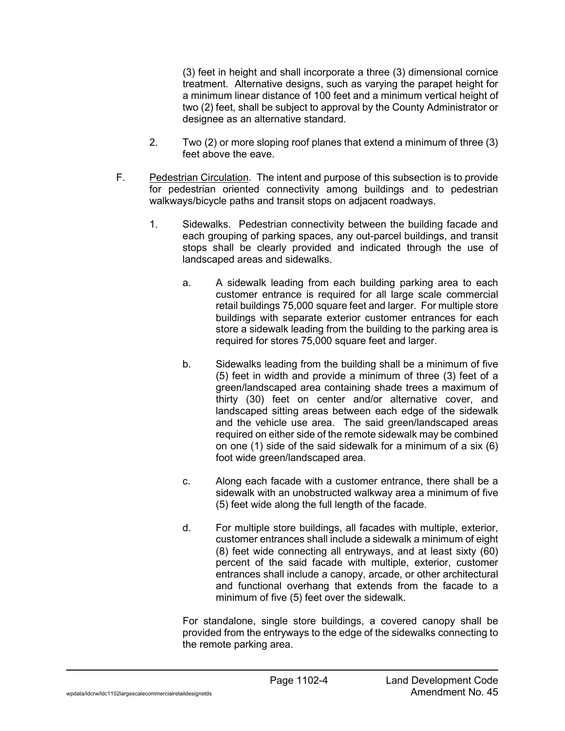(3) feet in height and shall incorporate a three (3) dimensional cornice treatment. Alternative designs, such as varying the parapet height for a minimum linear distance of 100 feet and a minimum vertical height of two (2) feet, shall be subject to approval by the County Administrator or designee as an alternative standard.

2. Two (2) or more sloping roof planes that extend a minimum of three (3) feet above the eave.

F. Pedestrian Circulation. The intent and purpose of this subsection is to provide for pedestrian oriented connectivity among buildings and to pedestrian walkways/bicycle paths and transit stops on adjacent roadways.

1. Sidewalks. Pedestrian connectivity between the building facade and each grouping of parking spaces, any out-parcel buildings, and transit stops shall be clearly provided and indicated through the use of landscaped areas and sidewalks.

   a. A sidewalk leading from each building parking area to each customer entrance is required for all large scale commercial retail buildings 75,000 square feet and larger. For multiple store buildings with separate exterior customer entrances for each store a sidewalk leading from the building to the parking area is required for stores 75,000 square feet and larger.

   b. Sidewalks leading from the building shall be a minimum of five (5) feet in width and provide a minimum of three (3) feet of a green/landscaped area containing shade trees a maximum of thirty (30) feet on center and/or alternative cover, and landscaped sitting areas between each edge of the sidewalk and the vehicle use area. The said green/landscaped areas required on either side of the remote sidewalk may be combined on one (1) side of the said sidewalk for a minimum of a six (6) foot wide green/landscaped area.

   c. Along each facade with a customer entrance, there shall be a sidewalk with an unobstructed walkway area a minimum of five (5) feet wide along the full length of the facade.

   d. For multiple store buildings, all facades with multiple, exterior, customer entrances shall include a sidewalk a minimum of eight (8) feet wide connecting all entryways, and at least sixty (60) percent of the said facade with multiple, exterior, customer entrances shall include a canopy, arcade, or other architectural and functional overhang that extends from the facade to a minimum of five (5) feet over the sidewalk.

   For standalone, single store buildings, a covered canopy shall be provided from the entryways to the edge of the sidewalks connecting to the remote parking area.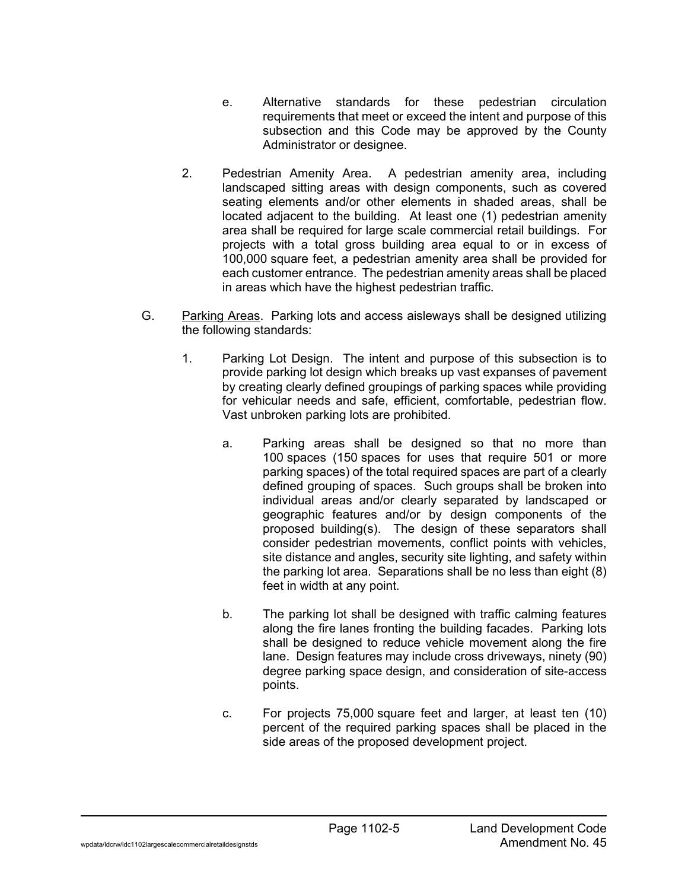e. Alternative standards for these pedestrian circulation requirements that meet or exceed the intent and purpose of this subsection and this Code may be approved by the County Administrator or designee.

2. Pedestrian Amenity Area. A pedestrian amenity area, including landscaped sitting areas with design components, such as covered seating elements and/or other elements in shaded areas, shall be located adjacent to the building. At least one (1) pedestrian amenity area shall be required for large scale commercial retail buildings. For projects with a total gross building area equal to or in excess of 100,000 square feet, a pedestrian amenity area shall be provided for each customer entrance. The pedestrian amenity areas shall be placed in areas which have the highest pedestrian traffic.

G. <u>Parking Areas</u>. Parking lots and access aisleways shall be designed utilizing the following standards:

1. Parking Lot Design. The intent and purpose of this subsection is to provide parking lot design which breaks up vast expanses of pavement by creating clearly defined groupings of parking spaces while providing for vehicular needs and safe, efficient, comfortable, pedestrian flow. Vast unbroken parking lots are prohibited.

a. Parking areas shall be designed so that no more than 100 spaces (150 spaces for uses that require 501 or more parking spaces) of the total required spaces are part of a clearly defined grouping of spaces. Such groups shall be broken into individual areas and/or clearly separated by landscaped or geographic features and/or by design components of the proposed building(s). The design of these separators shall consider pedestrian movements, conflict points with vehicles, site distance and angles, security site lighting, and safety within the parking lot area. Separations shall be no less than eight (8) feet in width at any point.

b. The parking lot shall be designed with traffic calming features along the fire lanes fronting the building facades. Parking lots shall be designed to reduce vehicle movement along the fire lane. Design features may include cross driveways, ninety (90) degree parking space design, and consideration of site-access points.

c. For projects 75,000 square feet and larger, at least ten (10) percent of the required parking spaces shall be placed in the side areas of the proposed development project.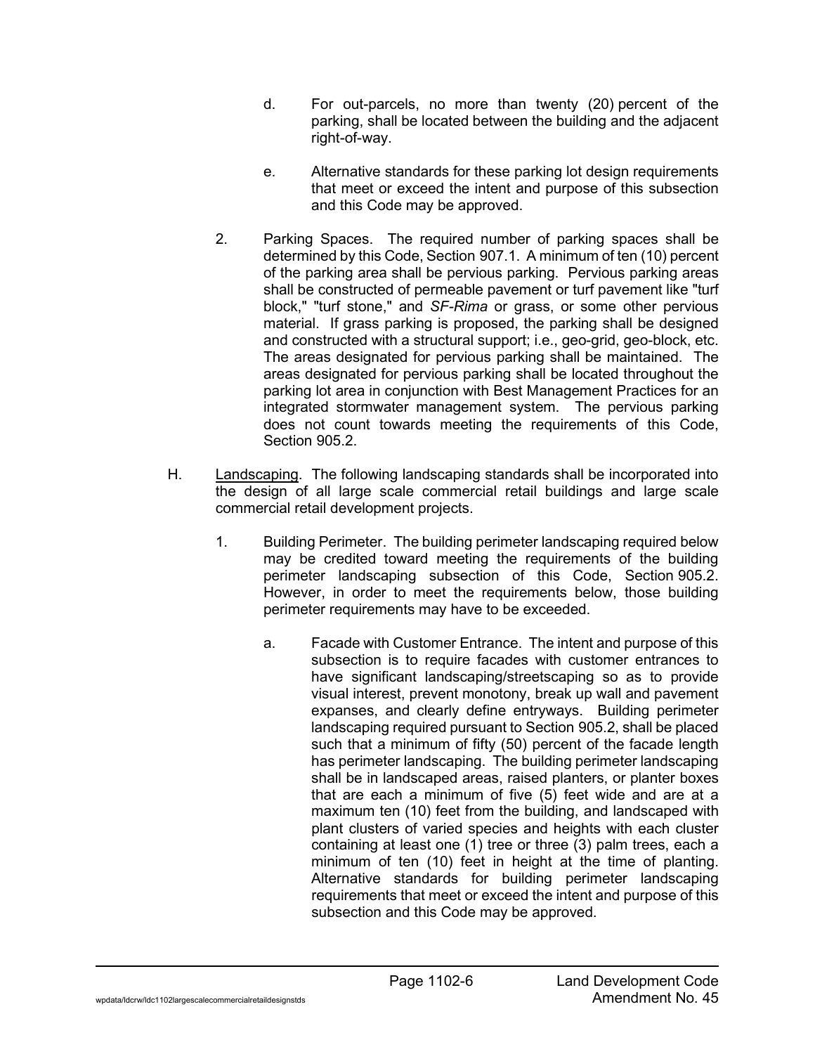d. For out-parcels, no more than twenty (20) percent of the parking, shall be located between the building and the adjacent right-of-way.

e. Alternative standards for these parking lot design requirements that meet or exceed the intent and purpose of this subsection and this Code may be approved.

2. Parking Spaces. The required number of parking spaces shall be determined by this Code, Section 907.1. A minimum of ten (10) percent of the parking area shall be pervious parking. Pervious parking areas shall be constructed of permeable pavement or turf pavement like "turf block," "turf stone," and *SF-Rima* or grass, or some other pervious material. If grass parking is proposed, the parking shall be designed and constructed with a structural support; i.e., geo-grid, geo-block, etc. The areas designated for pervious parking shall be maintained. The areas designated for pervious parking shall be located throughout the parking lot area in conjunction with Best Management Practices for an integrated stormwater management system. The pervious parking does not count towards meeting the requirements of this Code, Section 905.2.

H. <u>Landscaping</u>. The following landscaping standards shall be incorporated into the design of all large scale commercial retail buildings and large scale commercial retail development projects.

1. Building Perimeter. The building perimeter landscaping required below may be credited toward meeting the requirements of the building perimeter landscaping subsection of this Code, Section 905.2. However, in order to meet the requirements below, those building perimeter requirements may have to be exceeded.

a. Facade with Customer Entrance. The intent and purpose of this subsection is to require facades with customer entrances to have significant landscaping/streetscaping so as to provide visual interest, prevent monotony, break up wall and pavement expanses, and clearly define entryways. Building perimeter landscaping required pursuant to Section 905.2, shall be placed such that a minimum of fifty (50) percent of the facade length has perimeter landscaping. The building perimeter landscaping shall be in landscaped areas, raised planters, or planter boxes that are each a minimum of five (5) feet wide and are at a maximum ten (10) feet from the building, and landscaped with plant clusters of varied species and heights with each cluster containing at least one (1) tree or three (3) palm trees, each a minimum of ten (10) feet in height at the time of planting. Alternative standards for building perimeter landscaping requirements that meet or exceed the intent and purpose of this subsection and this Code may be approved.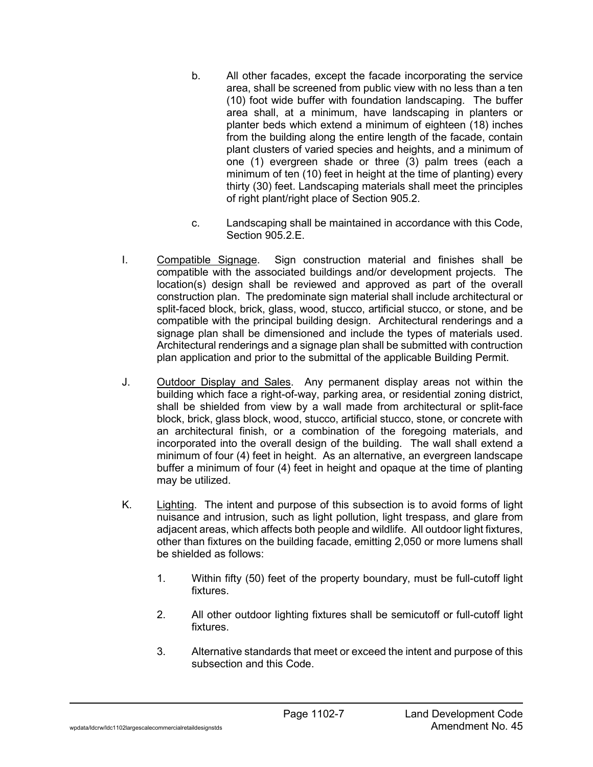b. All other facades, except the facade incorporating the service area, shall be screened from public view with no less than a ten (10) foot wide buffer with foundation landscaping. The buffer area shall, at a minimum, have landscaping in planters or planter beds which extend a minimum of eighteen (18) inches from the building along the entire length of the facade, contain plant clusters of varied species and heights, and a minimum of one (1) evergreen shade or three (3) palm trees (each a minimum of ten (10) feet in height at the time of planting) every thirty (30) feet. Landscaping materials shall meet the principles of right plant/right place of Section 905.2.

c. Landscaping shall be maintained in accordance with this Code, Section 905.2.E.

I. Compatible Signage. Sign construction material and finishes shall be compatible with the associated buildings and/or development projects. The location(s) design shall be reviewed and approved as part of the overall construction plan. The predominate sign material shall include architectural or split-faced block, brick, glass, wood, stucco, artificial stucco, or stone, and be compatible with the principal building design. Architectural renderings and a signage plan shall be dimensioned and include the types of materials used. Architectural renderings and a signage plan shall be submitted with contruction plan application and prior to the submittal of the applicable Building Permit.

J. Outdoor Display and Sales. Any permanent display areas not within the building which face a right-of-way, parking area, or residential zoning district, shall be shielded from view by a wall made from architectural or split-face block, brick, glass block, wood, stucco, artificial stucco, stone, or concrete with an architectural finish, or a combination of the foregoing materials, and incorporated into the overall design of the building. The wall shall extend a minimum of four (4) feet in height. As an alternative, an evergreen landscape buffer a minimum of four (4) feet in height and opaque at the time of planting may be utilized.

K. Lighting. The intent and purpose of this subsection is to avoid forms of light nuisance and intrusion, such as light pollution, light trespass, and glare from adjacent areas, which affects both people and wildlife. All outdoor light fixtures, other than fixtures on the building facade, emitting 2,050 or more lumens shall be shielded as follows:

1. Within fifty (50) feet of the property boundary, must be full-cutoff light fixtures.

2. All other outdoor lighting fixtures shall be semicutoff or full-cutoff light fixtures.

3. Alternative standards that meet or exceed the intent and purpose of this subsection and this Code.